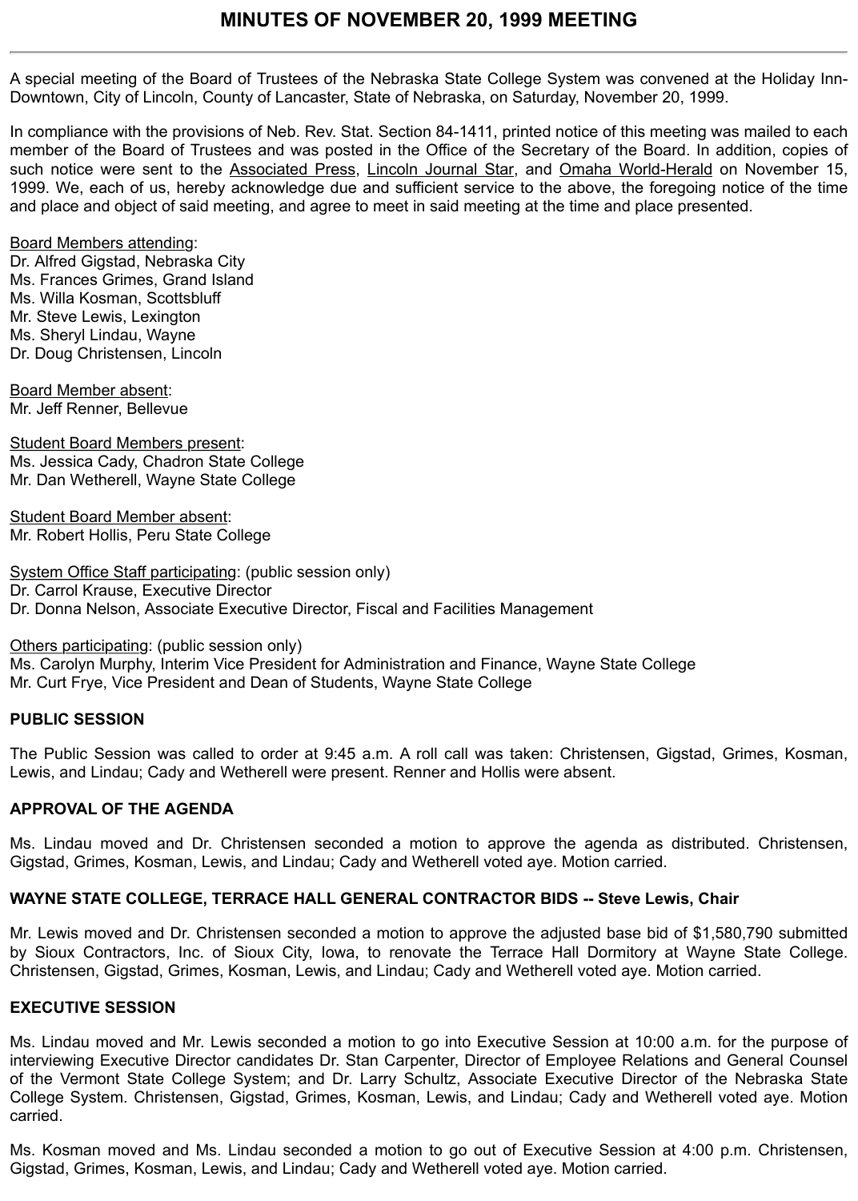# MINUTES OF NOVEMBER 20, 1999 MEETING

A special meeting of the Board of Trustees of the Nebraska State College System was convened at the Holiday Inn-Downtown, City of Lincoln, County of Lancaster, State of Nebraska, on Saturday, November 20, 1999.

In compliance with the provisions of Neb. Rev. Stat. Section 84-1411, printed notice of this meeting was mailed to each member of the Board of Trustees and was posted in the Office of the Secretary of the Board. In addition, copies of such notice were sent to the Associated Press, Lincoln Journal Star, and Omaha World-Herald on November 15, 1999. We, each of us, hereby acknowledge due and sufficient service to the above, the foregoing notice of the time and place and object of said meeting, and agree to meet in said meeting at the time and place presented.

Board Members attending:
Dr. Alfred Gigstad, Nebraska City
Ms. Frances Grimes, Grand Island
Ms. Willa Kosman, Scottsbluff
Mr. Steve Lewis, Lexington
Ms. Sheryl Lindau, Wayne
Dr. Doug Christensen, Lincoln

Board Member absent:
Mr. Jeff Renner, Bellevue

Student Board Members present:
Ms. Jessica Cady, Chadron State College
Mr. Dan Wetherell, Wayne State College

Student Board Member absent:
Mr. Robert Hollis, Peru State College

System Office Staff participating: (public session only)
Dr. Carrol Krause, Executive Director
Dr. Donna Nelson, Associate Executive Director, Fiscal and Facilities Management

Others participating: (public session only)
Ms. Carolyn Murphy, Interim Vice President for Administration and Finance, Wayne State College
Mr. Curt Frye, Vice President and Dean of Students, Wayne State College

**PUBLIC SESSION**

The Public Session was called to order at 9:45 a.m. A roll call was taken: Christensen, Gigstad, Grimes, Kosman, Lewis, and Lindau; Cady and Wetherell were present. Renner and Hollis were absent.

**APPROVAL OF THE AGENDA**

Ms. Lindau moved and Dr. Christensen seconded a motion to approve the agenda as distributed. Christensen, Gigstad, Grimes, Kosman, Lewis, and Lindau; Cady and Wetherell voted aye. Motion carried.

**WAYNE STATE COLLEGE, TERRACE HALL GENERAL CONTRACTOR BIDS -- Steve Lewis, Chair**

Mr. Lewis moved and Dr. Christensen seconded a motion to approve the adjusted base bid of $1,580,790 submitted by Sioux Contractors, Inc. of Sioux City, Iowa, to renovate the Terrace Hall Dormitory at Wayne State College. Christensen, Gigstad, Grimes, Kosman, Lewis, and Lindau; Cady and Wetherell voted aye. Motion carried.

**EXECUTIVE SESSION**

Ms. Lindau moved and Mr. Lewis seconded a motion to go into Executive Session at 10:00 a.m. for the purpose of interviewing Executive Director candidates Dr. Stan Carpenter, Director of Employee Relations and General Counsel of the Vermont State College System; and Dr. Larry Schultz, Associate Executive Director of the Nebraska State College System. Christensen, Gigstad, Grimes, Kosman, Lewis, and Lindau; Cady and Wetherell voted aye. Motion carried.

Ms. Kosman moved and Ms. Lindau seconded a motion to go out of Executive Session at 4:00 p.m. Christensen, Gigstad, Grimes, Kosman, Lewis, and Lindau; Cady and Wetherell voted aye. Motion carried.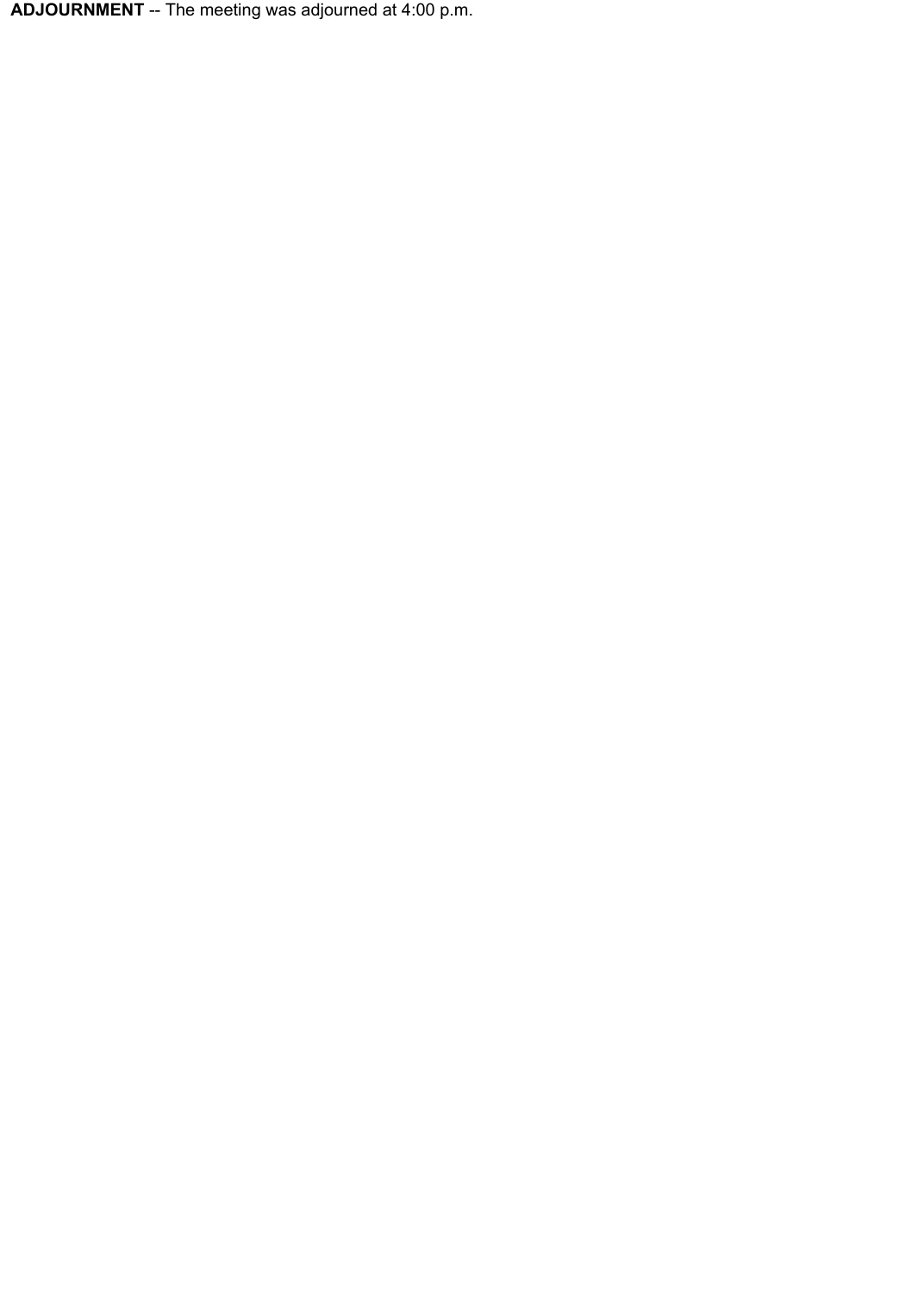**ADJOURNMENT** -- The meeting was adjourned at 4:00 p.m.